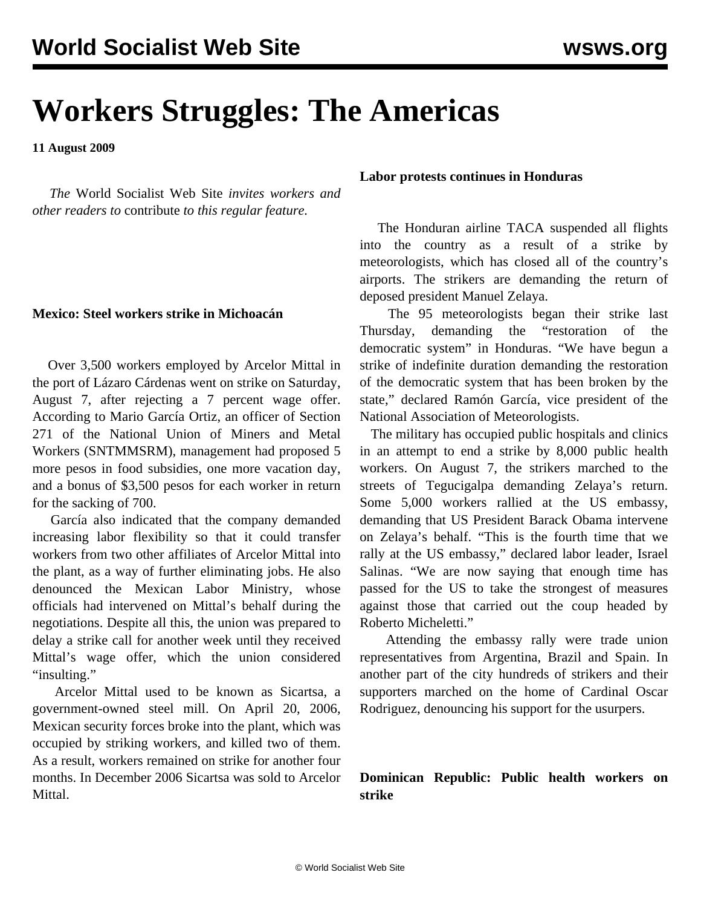# Workers Struggles: The Americas

**11 August 2009**

*The* World Socialist Web Site *invites workers and other readers to* contribute *to this regular feature.*

**Mexico: Steel workers strike in Michoacán**

Over 3,500 workers employed by Arcelor Mittal in the port of Lázaro Cárdenas went on strike on Saturday, August 7, after rejecting a 7 percent wage offer. According to Mario García Ortiz, an officer of Section 271 of the National Union of Miners and Metal Workers (SNTMMSRM), management had proposed 5 more pesos in food subsidies, one more vacation day, and a bonus of $3,500 pesos for each worker in return for the sacking of 700.

García also indicated that the company demanded increasing labor flexibility so that it could transfer workers from two other affiliates of Arcelor Mittal into the plant, as a way of further eliminating jobs. He also denounced the Mexican Labor Ministry, whose officials had intervened on Mittal's behalf during the negotiations. Despite all this, the union was prepared to delay a strike call for another week until they received Mittal's wage offer, which the union considered "insulting."

Arcelor Mittal used to be known as Sicartsa, a government-owned steel mill. On April 20, 2006, Mexican security forces broke into the plant, which was occupied by striking workers, and killed two of them. As a result, workers remained on strike for another four months. In December 2006 Sicartsa was sold to Arcelor Mittal.

**Labor protests continues in Honduras**

The Honduran airline TACA suspended all flights into the country as a result of a strike by meteorologists, which has closed all of the country's airports. The strikers are demanding the return of deposed president Manuel Zelaya.

The 95 meteorologists began their strike last Thursday, demanding the "restoration of the democratic system" in Honduras. "We have begun a strike of indefinite duration demanding the restoration of the democratic system that has been broken by the state," declared Ramón García, vice president of the National Association of Meteorologists.

The military has occupied public hospitals and clinics in an attempt to end a strike by 8,000 public health workers. On August 7, the strikers marched to the streets of Tegucigalpa demanding Zelaya's return. Some 5,000 workers rallied at the US embassy, demanding that US President Barack Obama intervene on Zelaya's behalf. "This is the fourth time that we rally at the US embassy," declared labor leader, Israel Salinas. "We are now saying that enough time has passed for the US to take the strongest of measures against those that carried out the coup headed by Roberto Micheletti."

Attending the embassy rally were trade union representatives from Argentina, Brazil and Spain. In another part of the city hundreds of strikers and their supporters marched on the home of Cardinal Oscar Rodriguez, denouncing his support for the usurpers.

**Dominican Republic: Public health workers on strike**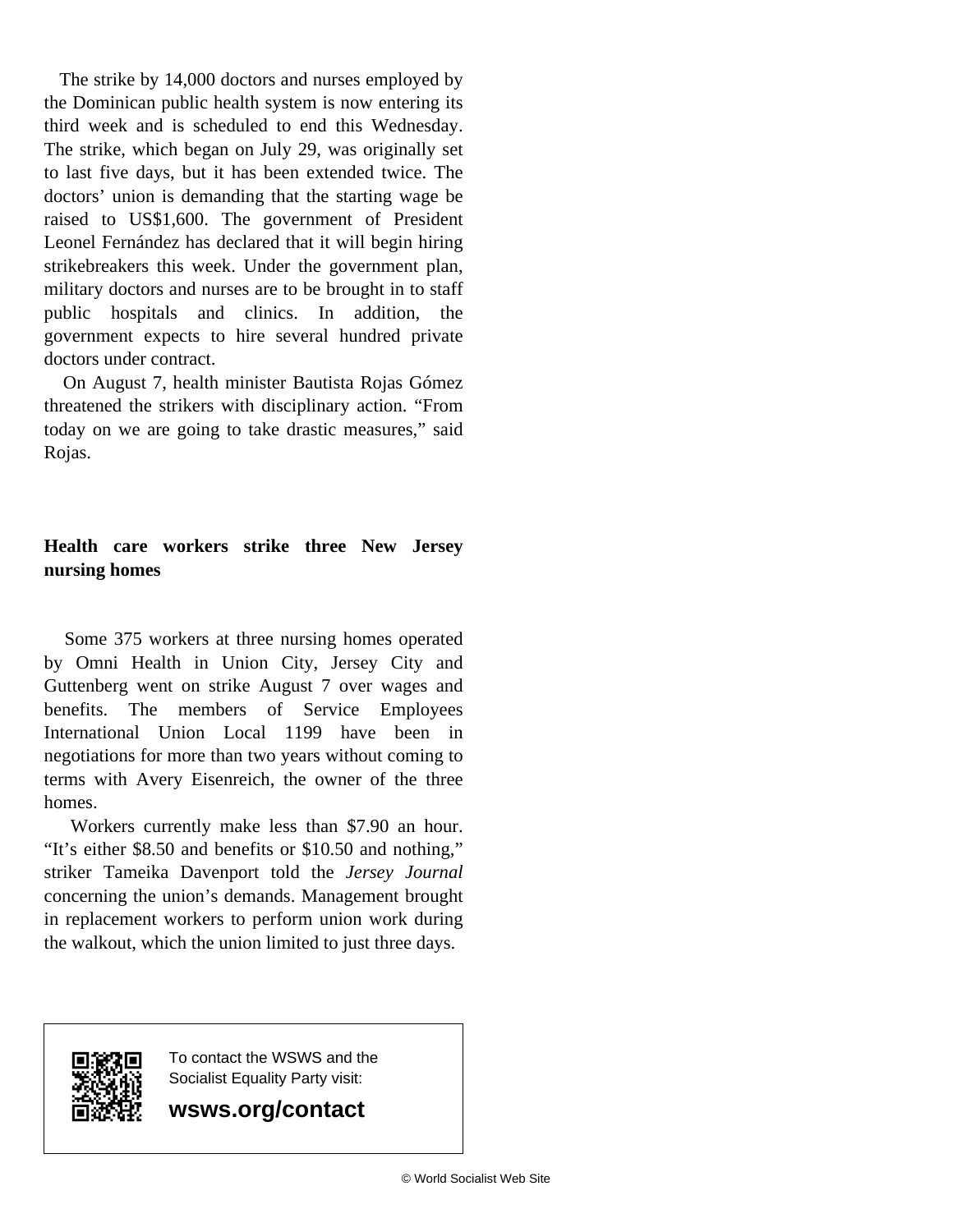The strike by 14,000 doctors and nurses employed by the Dominican public health system is now entering its third week and is scheduled to end this Wednesday. The strike, which began on July 29, was originally set to last five days, but it has been extended twice. The doctors' union is demanding that the starting wage be raised to US$1,600. The government of President Leonel Fernández has declared that it will begin hiring strikebreakers this week. Under the government plan, military doctors and nurses are to be brought in to staff public hospitals and clinics. In addition, the government expects to hire several hundred private doctors under contract.

On August 7, health minister Bautista Rojas Gómez threatened the strikers with disciplinary action. "From today on we are going to take drastic measures," said Rojas.

**Health care workers strike three New Jersey nursing homes**

Some 375 workers at three nursing homes operated by Omni Health in Union City, Jersey City and Guttenberg went on strike August 7 over wages and benefits. The members of Service Employees International Union Local 1199 have been in negotiations for more than two years without coming to terms with Avery Eisenreich, the owner of the three homes.

Workers currently make less than $7.90 an hour. "It's either $8.50 and benefits or $10.50 and nothing," striker Tameika Davenport told the *Jersey Journal* concerning the union's demands. Management brought in replacement workers to perform union work during the walkout, which the union limited to just three days.

To contact the WSWS and the Socialist Equality Party visit:

**wsws.org/contact**